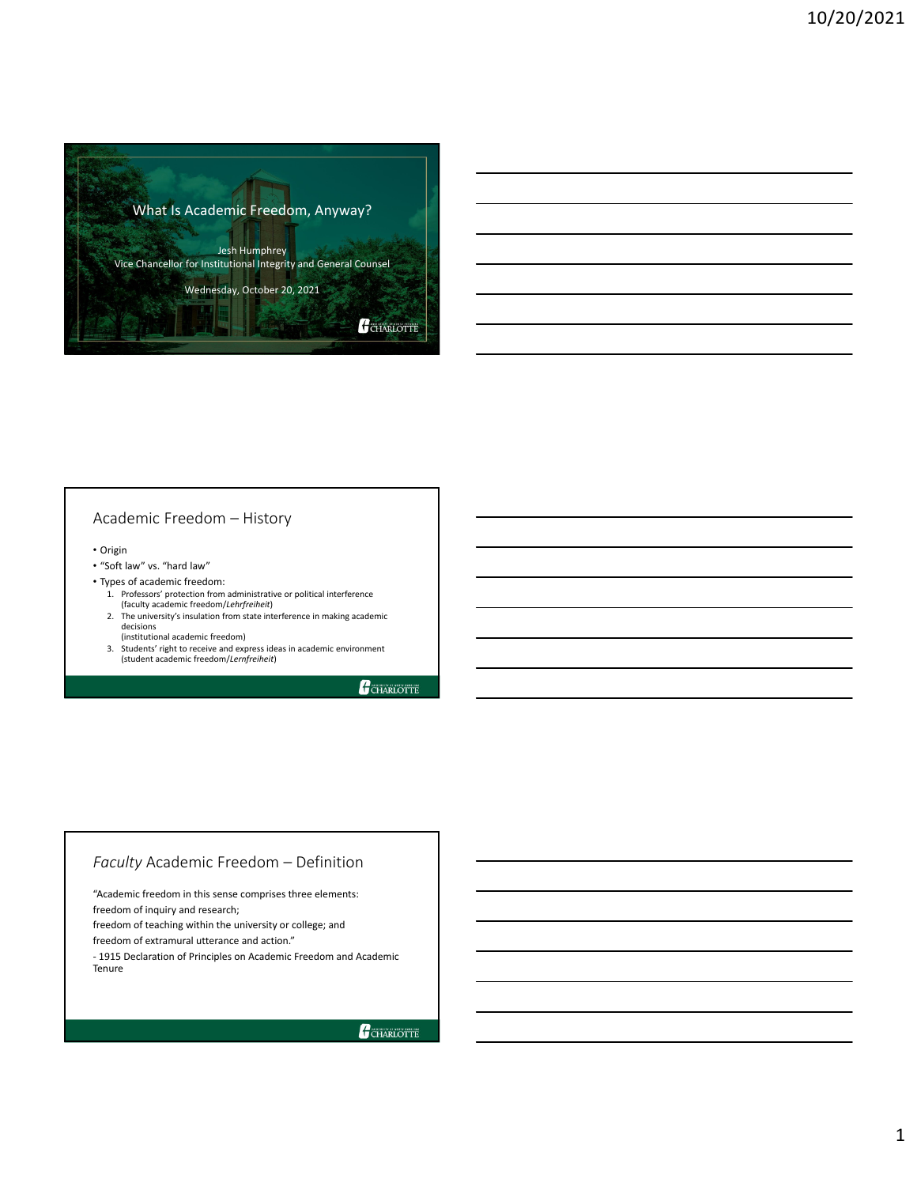# What Is Academic Freedom, Anyway?

Jesh Humphrey
Vice Chancellor for Institutional Integrity and General Counsel

Wednesday, October 20, 2021

## Academic Freedom – History

- Origin
- "Soft law" vs. "hard law"
- Types of academic freedom:
  1. Professors' protection from administrative or political interference (faculty academic freedom/*Lehrfreiheit*)
  2. The university's insulation from state interference in making academic decisions (institutional academic freedom)
  3. Students' right to receive and express ideas in academic environment (student academic freedom/*Lernfreiheit*)

## *Faculty* Academic Freedom – Definition

"Academic freedom in this sense comprises three elements:
freedom of inquiry and research;
freedom of teaching within the university or college; and
freedom of extramural utterance and action."

- 1915 Declaration of Principles on Academic Freedom and Academic Tenure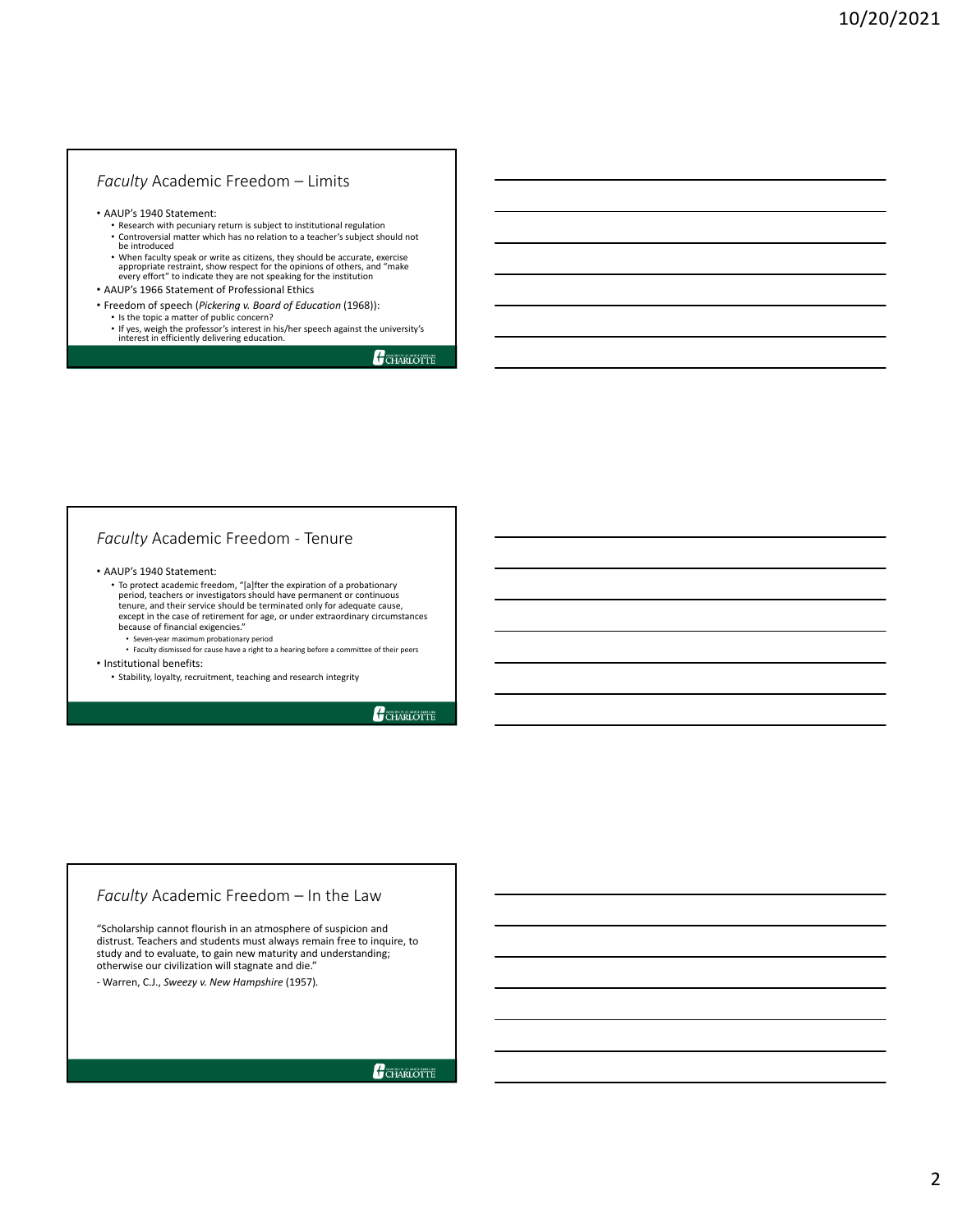## *Faculty* Academic Freedom – Limits

- AAUP's 1940 Statement:
  - Research with pecuniary return is subject to institutional regulation
  - Controversial matter which has no relation to a teacher's subject should not be introduced
  - When faculty speak or write as citizens, they should be accurate, exercise appropriate restraint, show respect for the opinions of others, and "make every effort" to indicate they are not speaking for the institution
- AAUP's 1966 Statement of Professional Ethics
- Freedom of speech (*Pickering v. Board of Education* (1968)):
  - Is the topic a matter of public concern?
  - If yes, weigh the professor's interest in his/her speech against the university's interest in efficiently delivering education.

## *Faculty* Academic Freedom - Tenure

- AAUP's 1940 Statement:
  - To protect academic freedom, "[a]fter the expiration of a probationary period, teachers or investigators should have permanent or continuous tenure, and their service should be terminated only for adequate cause, except in the case of retirement for age, or under extraordinary circumstances because of financial exigencies."
    - Seven-year maximum probationary period
    - Faculty dismissed for cause have a right to a hearing before a committee of their peers
- Institutional benefits:
  - Stability, loyalty, recruitment, teaching and research integrity

## *Faculty* Academic Freedom – In the Law

"Scholarship cannot flourish in an atmosphere of suspicion and distrust. Teachers and students must always remain free to inquire, to study and to evaluate, to gain new maturity and understanding; otherwise our civilization will stagnate and die."

- Warren, C.J., *Sweezy v. New Hampshire* (1957).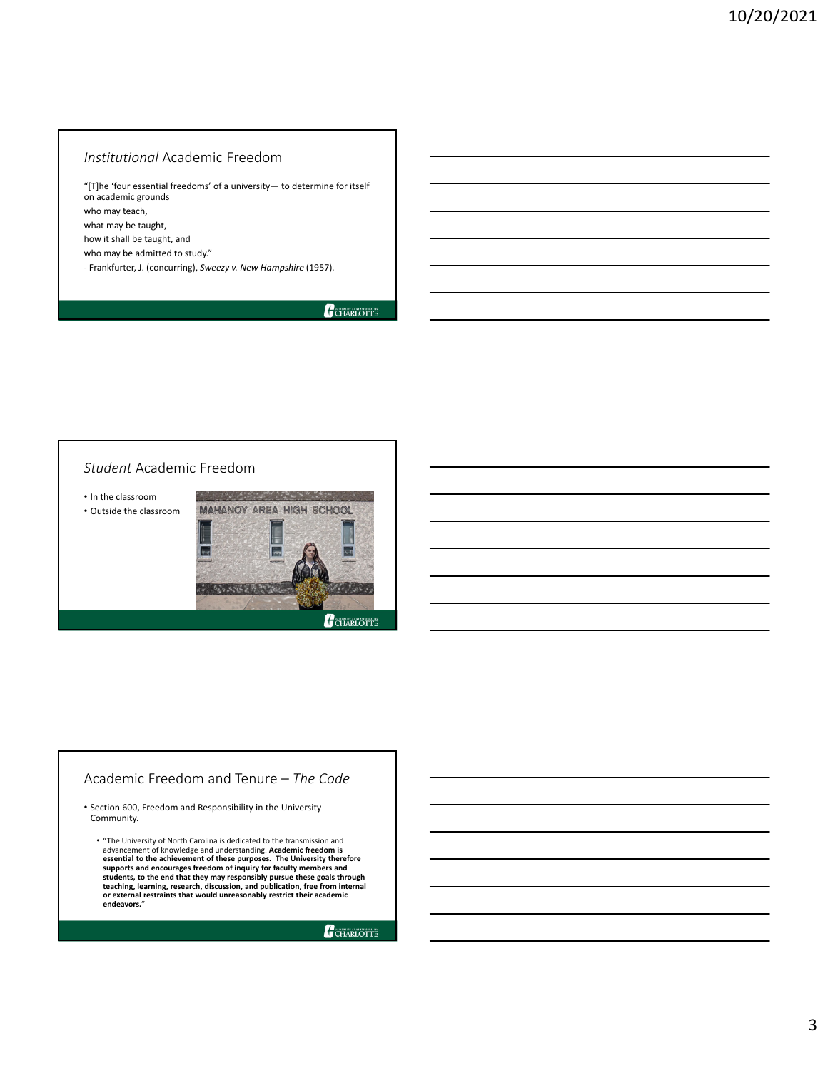## *Institutional* Academic Freedom

"[T]he 'four essential freedoms' of a university— to determine for itself on academic grounds

who may teach,

what may be taught,

how it shall be taught, and

who may be admitted to study."

- Frankfurter, J. (concurring), *Sweezy v. New Hampshire* (1957).

## *Student* Academic Freedom

- In the classroom
- Outside the classroom

## Academic Freedom and Tenure – *The Code*

- Section 600, Freedom and Responsibility in the University Community.
  - "The University of North Carolina is dedicated to the transmission and advancement of knowledge and understanding. **Academic freedom is essential to the achievement of these purposes. The University therefore supports and encourages freedom of inquiry for faculty members and students, to the end that they may responsibly pursue these goals through teaching, learning, research, discussion, and publication, free from internal or external restraints that would unreasonably restrict their academic endeavors.**"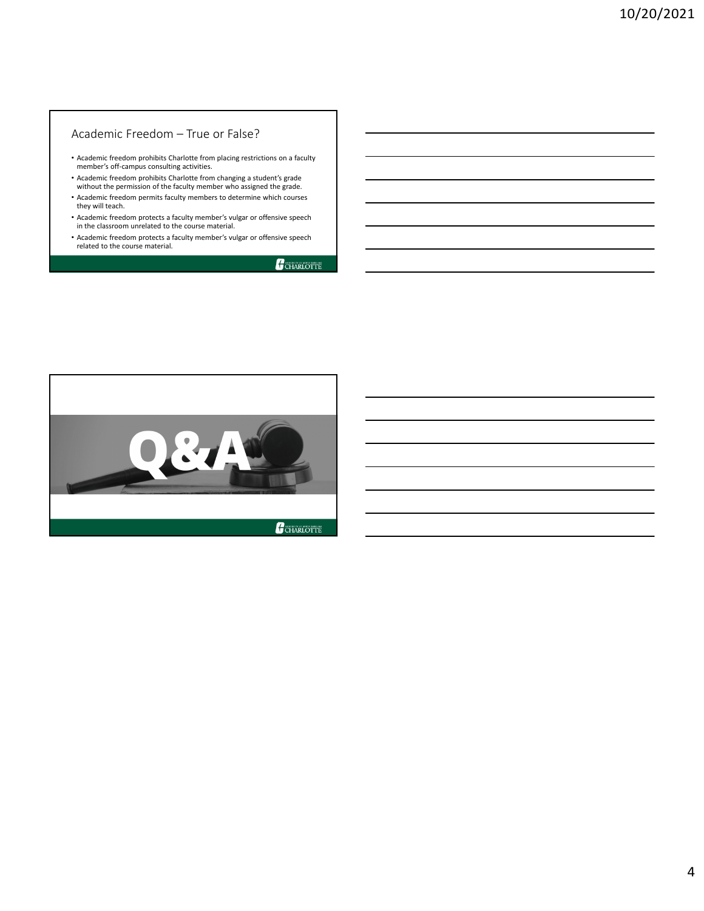## Academic Freedom – True or False?

- Academic freedom prohibits Charlotte from placing restrictions on a faculty member's off-campus consulting activities.
- Academic freedom prohibits Charlotte from changing a student's grade without the permission of the faculty member who assigned the grade.
- Academic freedom permits faculty members to determine which courses they will teach.
- Academic freedom protects a faculty member's vulgar or offensive speech in the classroom unrelated to the course material.
- Academic freedom protects a faculty member's vulgar or offensive speech related to the course material.

## Q&A